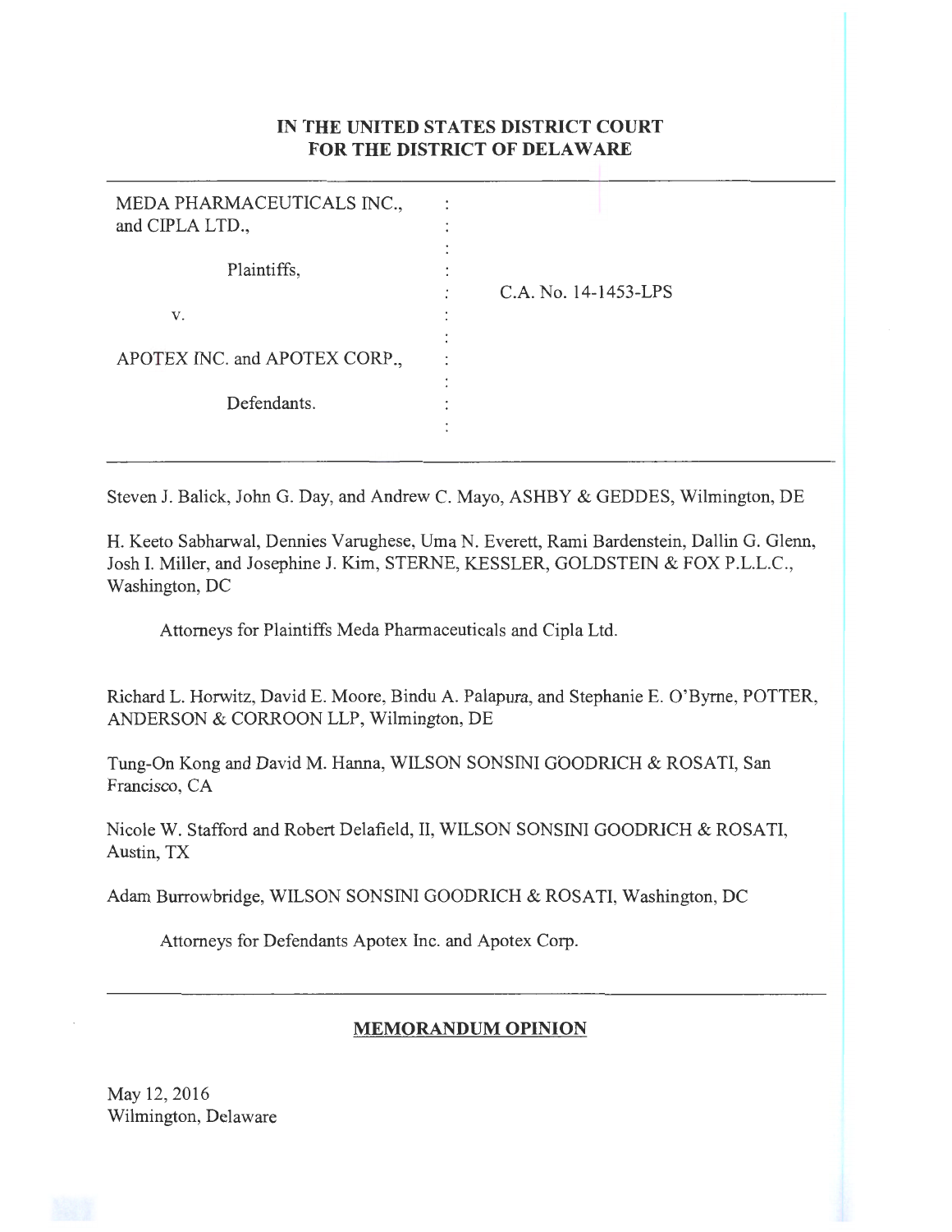**IN THE UNITED STATES DISTRICT COURT**
**FOR THE DISTRICT OF DELAWARE**

| | | |
|---|---|---|
| MEDA PHARMACEUTICALS INC., and CIPLA LTD., | : | |
| Plaintiffs, | : | C.A. No. 14-1453-LPS |
| v. | : | |
| APOTEX INC. and APOTEX CORP., | : | |
| Defendants. | : | |

Steven J. Balick, John G. Day, and Andrew C. Mayo, ASHBY & GEDDES, Wilmington, DE

H. Keeto Sabharwal, Dennies Varughese, Uma N. Everett, Rami Bardenstein, Dallin G. Glenn, Josh I. Miller, and Josephine J. Kim, STERNE, KESSLER, GOLDSTEIN & FOX P.L.L.C., Washington, DC

Attorneys for Plaintiffs Meda Pharmaceuticals and Cipla Ltd.

Richard L. Horwitz, David E. Moore, Bindu A. Palapura, and Stephanie E. O'Byrne, POTTER, ANDERSON & CORROON LLP, Wilmington, DE

Tung-On Kong and David M. Hanna, WILSON SONSINI GOODRICH & ROSATI, San Francisco, CA

Nicole W. Stafford and Robert Delafield, II, WILSON SONSINI GOODRICH & ROSATI, Austin, TX

Adam Burrowbridge, WILSON SONSINI GOODRICH & ROSATI, Washington, DC

Attorneys for Defendants Apotex Inc. and Apotex Corp.

**MEMORANDUM OPINION**

May 12, 2016
Wilmington, Delaware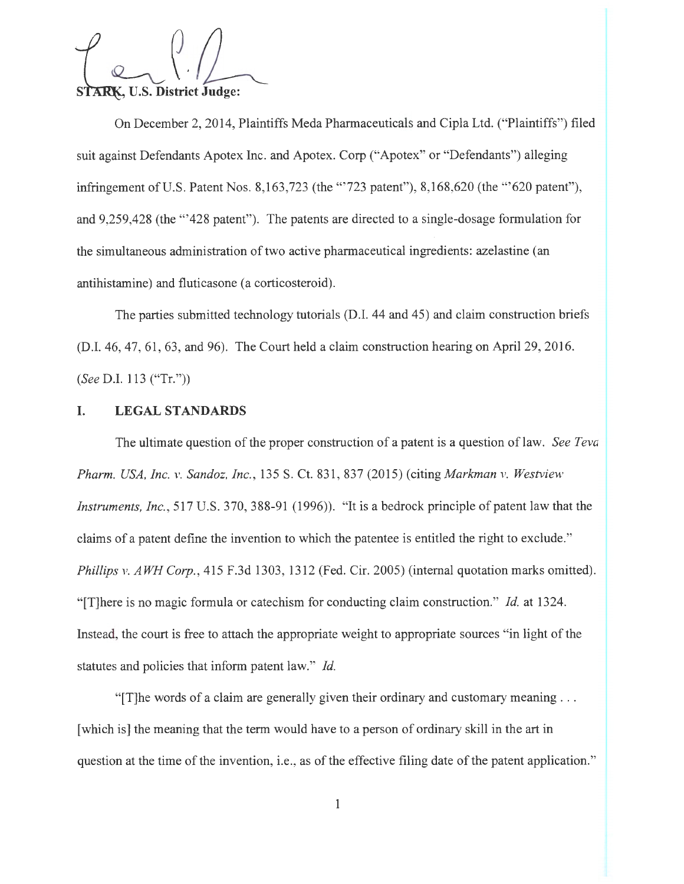STARK, U.S. District Judge:

On December 2, 2014, Plaintiffs Meda Pharmaceuticals and Cipla Ltd. ("Plaintiffs") filed suit against Defendants Apotex Inc. and Apotex. Corp ("Apotex" or "Defendants") alleging infringement of U.S. Patent Nos. 8,163,723 (the "'723 patent"), 8,168,620 (the "'620 patent"), and 9,259,428 (the "'428 patent"). The patents are directed to a single-dosage formulation for the simultaneous administration of two active pharmaceutical ingredients: azelastine (an antihistamine) and fluticasone (a corticosteroid).

The parties submitted technology tutorials (D.I. 44 and 45) and claim construction briefs (D.I. 46, 47, 61, 63, and 96). The Court held a claim construction hearing on April 29, 2016. (*See* D.I. 113 ("Tr."))

## I. LEGAL STANDARDS

The ultimate question of the proper construction of a patent is a question of law. *See Teva Pharm. USA, Inc. v. Sandoz, Inc.*, 135 S. Ct. 831, 837 (2015) (citing *Markman v. Westview Instruments, Inc.*, 517 U.S. 370, 388-91 (1996)). "It is a bedrock principle of patent law that the claims of a patent define the invention to which the patentee is entitled the right to exclude." *Phillips v. AWH Corp.*, 415 F.3d 1303, 1312 (Fed. Cir. 2005) (internal quotation marks omitted). "[T]here is no magic formula or catechism for conducting claim construction." *Id.* at 1324. Instead, the court is free to attach the appropriate weight to appropriate sources "in light of the statutes and policies that inform patent law." *Id.*

"[T]he words of a claim are generally given their ordinary and customary meaning . . . [which is] the meaning that the term would have to a person of ordinary skill in the art in question at the time of the invention, i.e., as of the effective filing date of the patent application."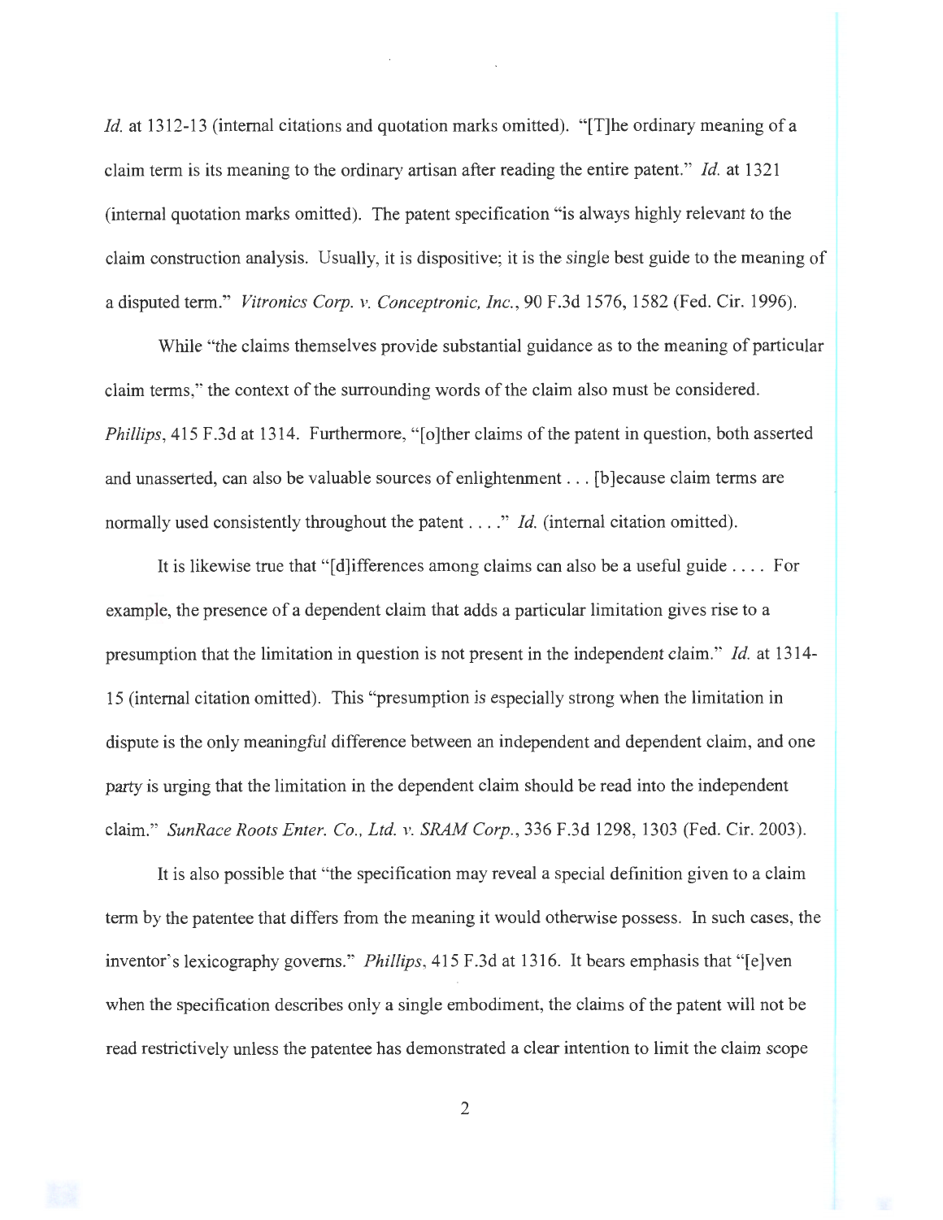*Id.* at 1312-13 (internal citations and quotation marks omitted). "[T]he ordinary meaning of a claim term is its meaning to the ordinary artisan after reading the entire patent." *Id.* at 1321 (internal quotation marks omitted). The patent specification "is always highly relevant to the claim construction analysis. Usually, it is dispositive; it is the single best guide to the meaning of a disputed term." *Vitronics Corp. v. Conceptronic, Inc.*, 90 F.3d 1576, 1582 (Fed. Cir. 1996).

While "the claims themselves provide substantial guidance as to the meaning of particular claim terms," the context of the surrounding words of the claim also must be considered. *Phillips*, 415 F.3d at 1314. Furthermore, "[o]ther claims of the patent in question, both asserted and unasserted, can also be valuable sources of enlightenment . . . [b]ecause claim terms are normally used consistently throughout the patent . . . ." *Id.* (internal citation omitted).

It is likewise true that "[d]ifferences among claims can also be a useful guide . . . . For example, the presence of a dependent claim that adds a particular limitation gives rise to a presumption that the limitation in question is not present in the independent claim." *Id.* at 1314-15 (internal citation omitted). This "presumption is especially strong when the limitation in dispute is the only meaningful difference between an independent and dependent claim, and one party is urging that the limitation in the dependent claim should be read into the independent claim." *SunRace Roots Enter. Co., Ltd. v. SRAM Corp.*, 336 F.3d 1298, 1303 (Fed. Cir. 2003).

It is also possible that "the specification may reveal a special definition given to a claim term by the patentee that differs from the meaning it would otherwise possess. In such cases, the inventor's lexicography governs." *Phillips*, 415 F.3d at 1316. It bears emphasis that "[e]ven when the specification describes only a single embodiment, the claims of the patent will not be read restrictively unless the patentee has demonstrated a clear intention to limit the claim scope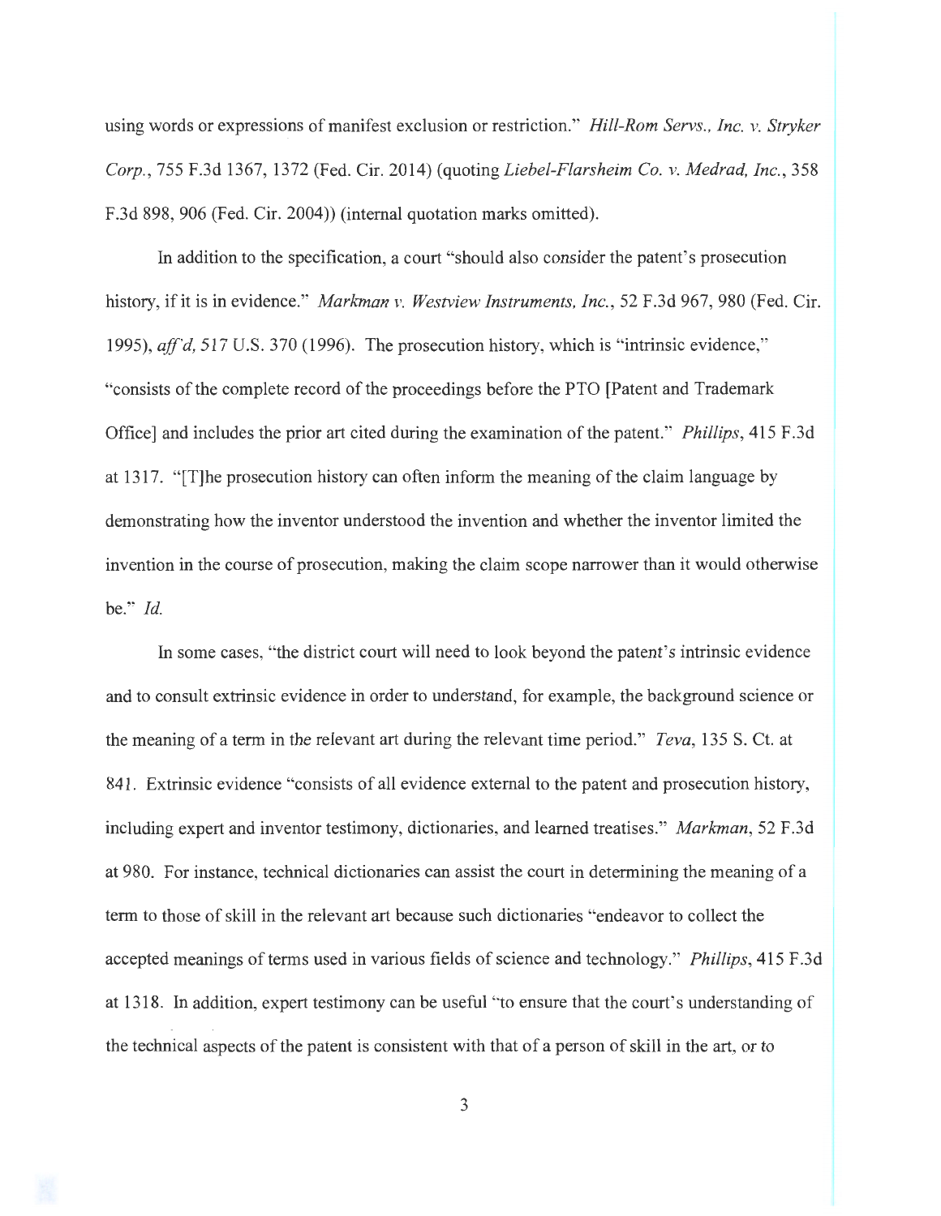using words or expressions of manifest exclusion or restriction." *Hill-Rom Servs., Inc. v. Stryker Corp.*, 755 F.3d 1367, 1372 (Fed. Cir. 2014) (quoting *Liebel-Flarsheim Co. v. Medrad, Inc.*, 358 F.3d 898, 906 (Fed. Cir. 2004)) (internal quotation marks omitted).

In addition to the specification, a court "should also consider the patent's prosecution history, if it is in evidence." *Markman v. Westview Instruments, Inc.*, 52 F.3d 967, 980 (Fed. Cir. 1995), *aff'd*, 517 U.S. 370 (1996). The prosecution history, which is "intrinsic evidence," "consists of the complete record of the proceedings before the PTO [Patent and Trademark Office] and includes the prior art cited during the examination of the patent." *Phillips*, 415 F.3d at 1317. "[T]he prosecution history can often inform the meaning of the claim language by demonstrating how the inventor understood the invention and whether the inventor limited the invention in the course of prosecution, making the claim scope narrower than it would otherwise be." *Id.*

In some cases, "the district court will need to look beyond the patent's intrinsic evidence and to consult extrinsic evidence in order to understand, for example, the background science or the meaning of a term in the relevant art during the relevant time period." *Teva*, 135 S. Ct. at 841. Extrinsic evidence "consists of all evidence external to the patent and prosecution history, including expert and inventor testimony, dictionaries, and learned treatises." *Markman*, 52 F.3d at 980. For instance, technical dictionaries can assist the court in determining the meaning of a term to those of skill in the relevant art because such dictionaries "endeavor to collect the accepted meanings of terms used in various fields of science and technology." *Phillips*, 415 F.3d at 1318. In addition, expert testimony can be useful "to ensure that the court's understanding of the technical aspects of the patent is consistent with that of a person of skill in the art, or to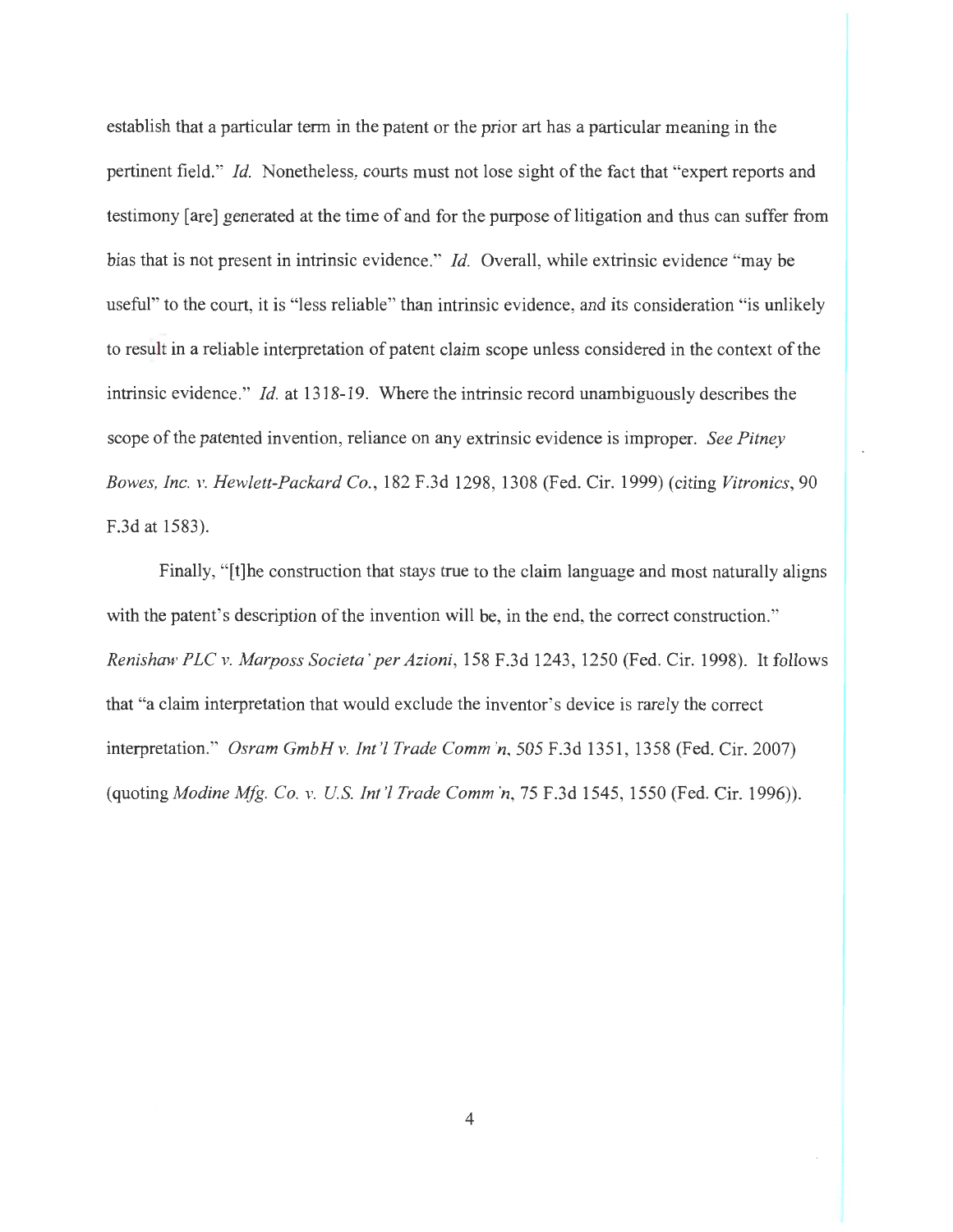establish that a particular term in the patent or the prior art has a particular meaning in the pertinent field." *Id.* Nonetheless, courts must not lose sight of the fact that "expert reports and testimony [are] generated at the time of and for the purpose of litigation and thus can suffer from bias that is not present in intrinsic evidence." *Id.* Overall, while extrinsic evidence "may be useful" to the court, it is "less reliable" than intrinsic evidence, and its consideration "is unlikely to result in a reliable interpretation of patent claim scope unless considered in the context of the intrinsic evidence." *Id.* at 1318-19. Where the intrinsic record unambiguously describes the scope of the patented invention, reliance on any extrinsic evidence is improper. *See Pitney Bowes, Inc. v. Hewlett-Packard Co.*, 182 F.3d 1298, 1308 (Fed. Cir. 1999) (citing *Vitronics*, 90 F.3d at 1583).

Finally, "[t]he construction that stays true to the claim language and most naturally aligns with the patent's description of the invention will be, in the end, the correct construction." *Renishaw PLC v. Marposs Societa' per Azioni*, 158 F.3d 1243, 1250 (Fed. Cir. 1998). It follows that "a claim interpretation that would exclude the inventor's device is rarely the correct interpretation." *Osram GmbH v. Int'l Trade Comm'n*, 505 F.3d 1351, 1358 (Fed. Cir. 2007) (quoting *Modine Mfg. Co. v. U.S. Int'l Trade Comm'n*, 75 F.3d 1545, 1550 (Fed. Cir. 1996)).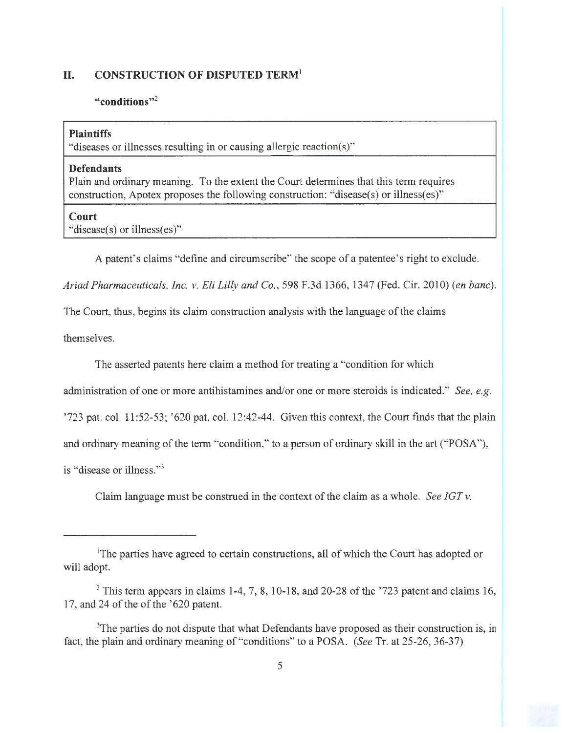## II. CONSTRUCTION OF DISPUTED TERM[1]

**"conditions"**[2]

| |
|---|
| **Plaintiffs**<br>"diseases or illnesses resulting in or causing allergic reaction(s)" |
| **Defendants**<br>Plain and ordinary meaning. To the extent the Court determines that this term requires construction, Apotex proposes the following construction: "disease(s) or illness(es)" |
| **Court**<br>"disease(s) or illness(es)" |

A patent's claims "define and circumscribe" the scope of a patentee's right to exclude. *Ariad Pharmaceuticals, Inc. v. Eli Lilly and Co.*, 598 F.3d 1366, 1347 (Fed. Cir. 2010) (*en banc*). The Court, thus, begins its claim construction analysis with the language of the claims themselves.

The asserted patents here claim a method for treating a "condition for which administration of one or more antihistamines and/or one or more steroids is indicated." *See, e.g.* '723 pat. col. 11:52-53; '620 pat. col. 12:42-44. Given this context, the Court finds that the plain and ordinary meaning of the term "condition," to a person of ordinary skill in the art ("POSA"), is "disease or illness."[3]

Claim language must be construed in the context of the claim as a whole. *See IGT v.*

---

[1] The parties have agreed to certain constructions, all of which the Court has adopted or will adopt.

[2] This term appears in claims 1-4, 7, 8, 10-18, and 20-28 of the '723 patent and claims 16, 17, and 24 of the of the '620 patent.

[3] The parties do not dispute that what Defendants have proposed as their construction is, in fact, the plain and ordinary meaning of "conditions" to a POSA. (*See* Tr. at 25-26, 36-37)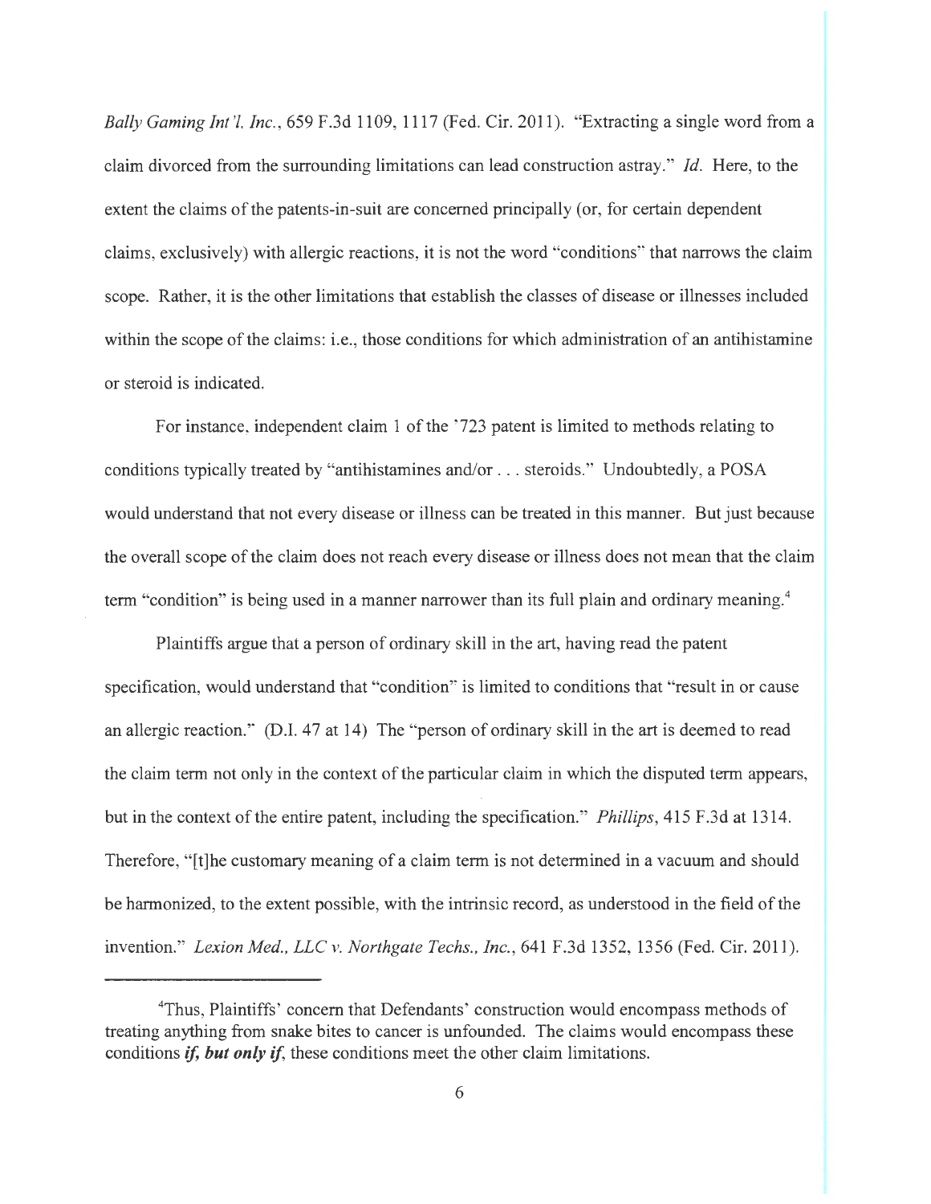*Bally Gaming Int'l, Inc.*, 659 F.3d 1109, 1117 (Fed. Cir. 2011). "Extracting a single word from a claim divorced from the surrounding limitations can lead construction astray." *Id.* Here, to the extent the claims of the patents-in-suit are concerned principally (or, for certain dependent claims, exclusively) with allergic reactions, it is not the word "conditions" that narrows the claim scope. Rather, it is the other limitations that establish the classes of disease or illnesses included within the scope of the claims: i.e., those conditions for which administration of an antihistamine or steroid is indicated.

For instance, independent claim 1 of the '723 patent is limited to methods relating to conditions typically treated by "antihistamines and/or . . . steroids." Undoubtedly, a POSA would understand that not every disease or illness can be treated in this manner. But just because the overall scope of the claim does not reach every disease or illness does not mean that the claim term "condition" is being used in a manner narrower than its full plain and ordinary meaning.[4]

Plaintiffs argue that a person of ordinary skill in the art, having read the patent specification, would understand that "condition" is limited to conditions that "result in or cause an allergic reaction." (D.I. 47 at 14) The "person of ordinary skill in the art is deemed to read the claim term not only in the context of the particular claim in which the disputed term appears, but in the context of the entire patent, including the specification." *Phillips*, 415 F.3d at 1314. Therefore, "[t]he customary meaning of a claim term is not determined in a vacuum and should be harmonized, to the extent possible, with the intrinsic record, as understood in the field of the invention." *Lexion Med., LLC v. Northgate Techs., Inc.*, 641 F.3d 1352, 1356 (Fed. Cir. 2011).

---

[4]Thus, Plaintiffs' concern that Defendants' construction would encompass methods of treating anything from snake bites to cancer is unfounded. The claims would encompass these conditions ***if, but only if***, these conditions meet the other claim limitations.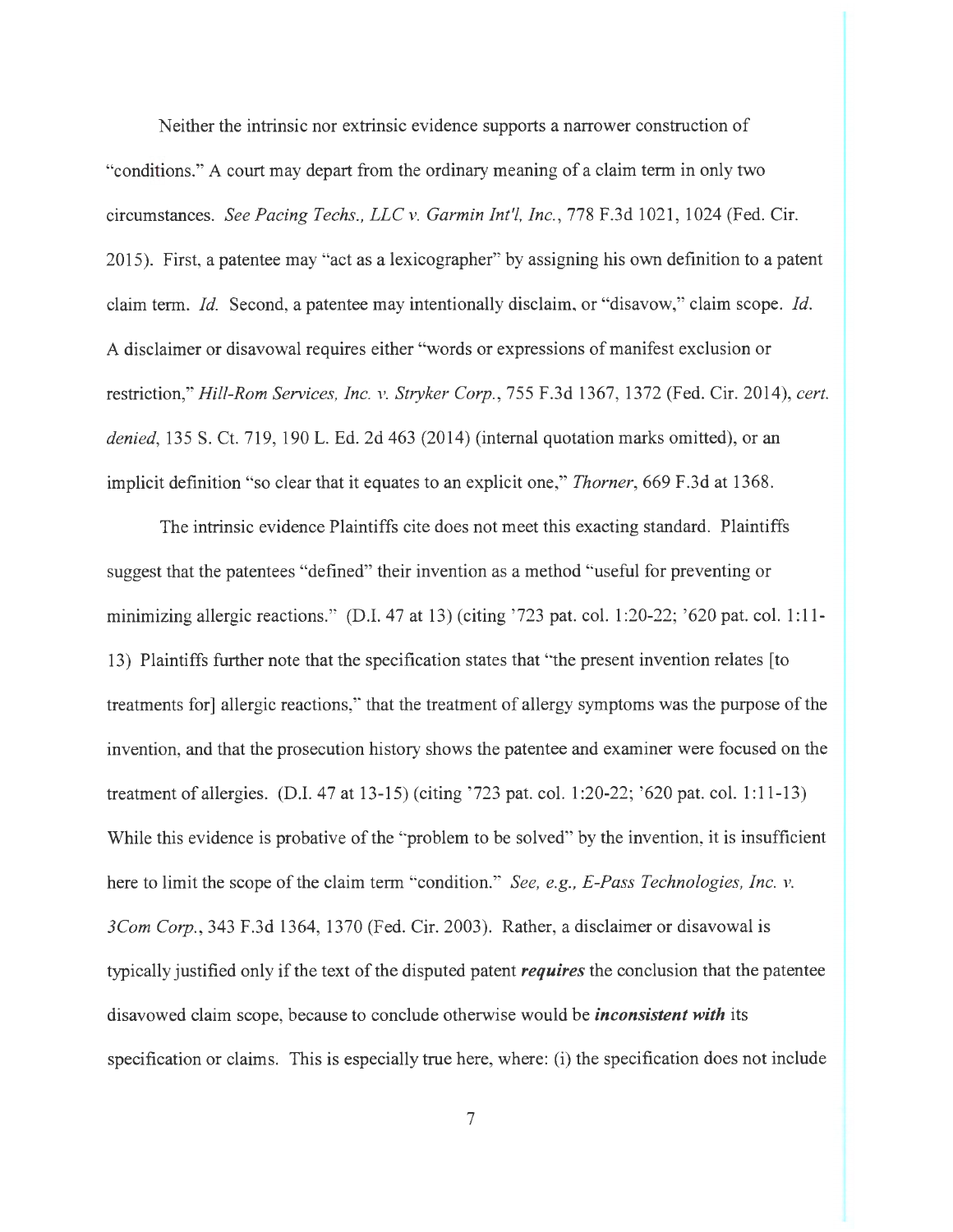Neither the intrinsic nor extrinsic evidence supports a narrower construction of "conditions." A court may depart from the ordinary meaning of a claim term in only two circumstances. *See Pacing Techs., LLC v. Garmin Int'l, Inc.*, 778 F.3d 1021, 1024 (Fed. Cir. 2015). First, a patentee may "act as a lexicographer" by assigning his own definition to a patent claim term. *Id.* Second, a patentee may intentionally disclaim, or "disavow," claim scope. *Id.* A disclaimer or disavowal requires either "words or expressions of manifest exclusion or restriction," *Hill-Rom Services, Inc. v. Stryker Corp.*, 755 F.3d 1367, 1372 (Fed. Cir. 2014), *cert. denied*, 135 S. Ct. 719, 190 L. Ed. 2d 463 (2014) (internal quotation marks omitted), or an implicit definition "so clear that it equates to an explicit one," *Thorner*, 669 F.3d at 1368.

The intrinsic evidence Plaintiffs cite does not meet this exacting standard. Plaintiffs suggest that the patentees "defined" their invention as a method "useful for preventing or minimizing allergic reactions." (D.I. 47 at 13) (citing '723 pat. col. 1:20-22; '620 pat. col. 1:11-13) Plaintiffs further note that the specification states that "the present invention relates [to treatments for] allergic reactions," that the treatment of allergy symptoms was the purpose of the invention, and that the prosecution history shows the patentee and examiner were focused on the treatment of allergies. (D.I. 47 at 13-15) (citing '723 pat. col. 1:20-22; '620 pat. col. 1:11-13) While this evidence is probative of the "problem to be solved" by the invention, it is insufficient here to limit the scope of the claim term "condition." *See, e.g., E-Pass Technologies, Inc. v. 3Com Corp.*, 343 F.3d 1364, 1370 (Fed. Cir. 2003). Rather, a disclaimer or disavowal is typically justified only if the text of the disputed patent ***requires*** the conclusion that the patentee disavowed claim scope, because to conclude otherwise would be ***inconsistent with*** its specification or claims. This is especially true here, where: (i) the specification does not include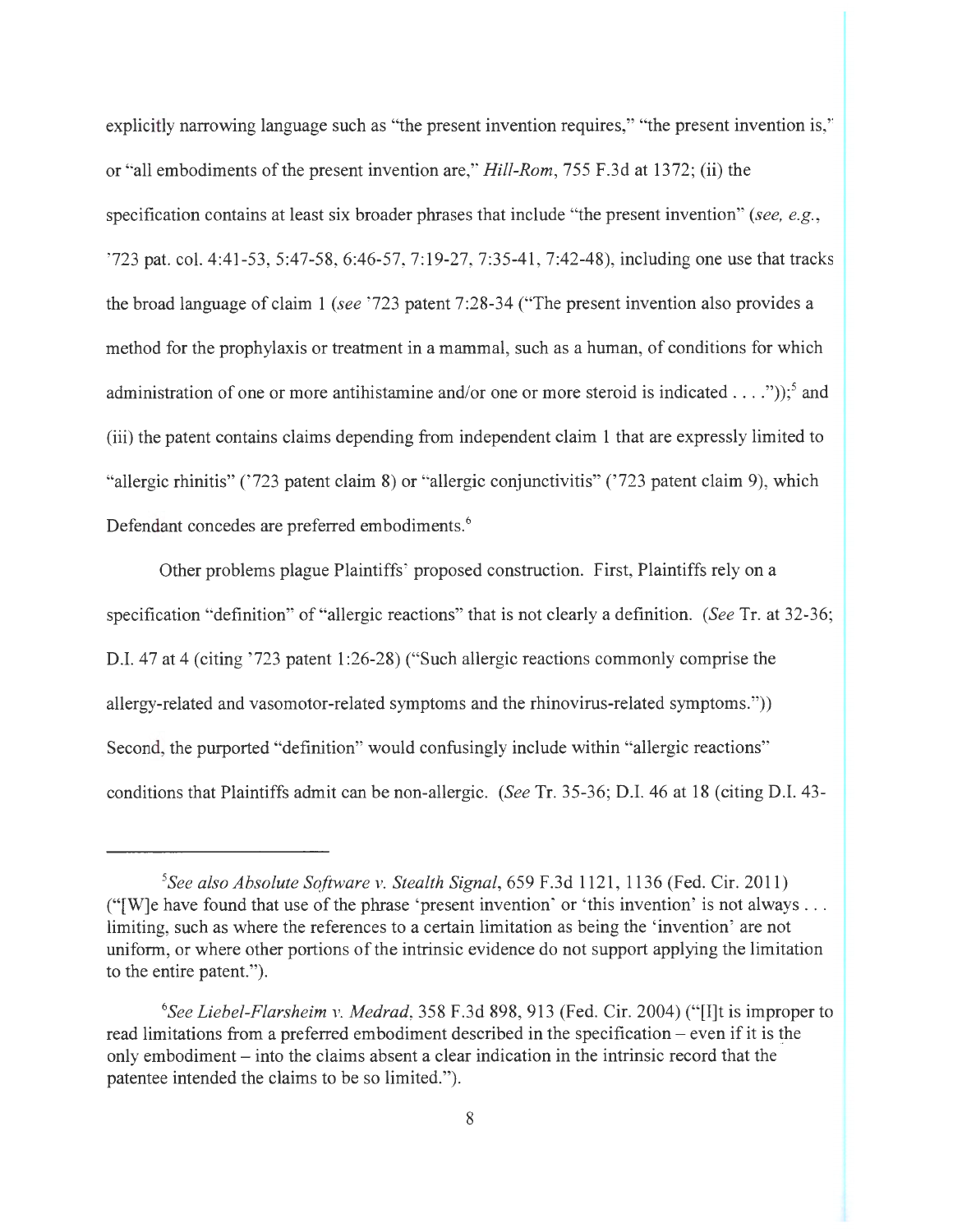explicitly narrowing language such as "the present invention requires," "the present invention is," or "all embodiments of the present invention are," *Hill-Rom*, 755 F.3d at 1372; (ii) the specification contains at least six broader phrases that include "the present invention" (*see, e.g.*, '723 pat. col. 4:41-53, 5:47-58, 6:46-57, 7:19-27, 7:35-41, 7:42-48), including one use that tracks the broad language of claim 1 (*see* '723 patent 7:28-34 ("The present invention also provides a method for the prophylaxis or treatment in a mammal, such as a human, of conditions for which administration of one or more antihistamine and/or one or more steroid is indicated . . . .")); [5] and (iii) the patent contains claims depending from independent claim 1 that are expressly limited to "allergic rhinitis" ('723 patent claim 8) or "allergic conjunctivitis" ('723 patent claim 9), which Defendant concedes are preferred embodiments. [6]

Other problems plague Plaintiffs' proposed construction. First, Plaintiffs rely on a specification "definition" of "allergic reactions" that is not clearly a definition. (*See* Tr. at 32-36; D.I. 47 at 4 (citing '723 patent 1:26-28) ("Such allergic reactions commonly comprise the allergy-related and vasomotor-related symptoms and the rhinovirus-related symptoms.")) Second, the purported "definition" would confusingly include within "allergic reactions" conditions that Plaintiffs admit can be non-allergic. (*See* Tr. 35-36; D.I. 46 at 18 (citing D.I. 43-

---

[5] *See also Absolute Software v. Stealth Signal*, 659 F.3d 1121, 1136 (Fed. Cir. 2011) ("[W]e have found that use of the phrase 'present invention' or 'this invention' is not always . . . limiting, such as where the references to a certain limitation as being the 'invention' are not uniform, or where other portions of the intrinsic evidence do not support applying the limitation to the entire patent.").

[6] *See Liebel-Flarsheim v. Medrad*, 358 F.3d 898, 913 (Fed. Cir. 2004) ("[I]t is improper to read limitations from a preferred embodiment described in the specification – even if it is the only embodiment – into the claims absent a clear indication in the intrinsic record that the patentee intended the claims to be so limited.").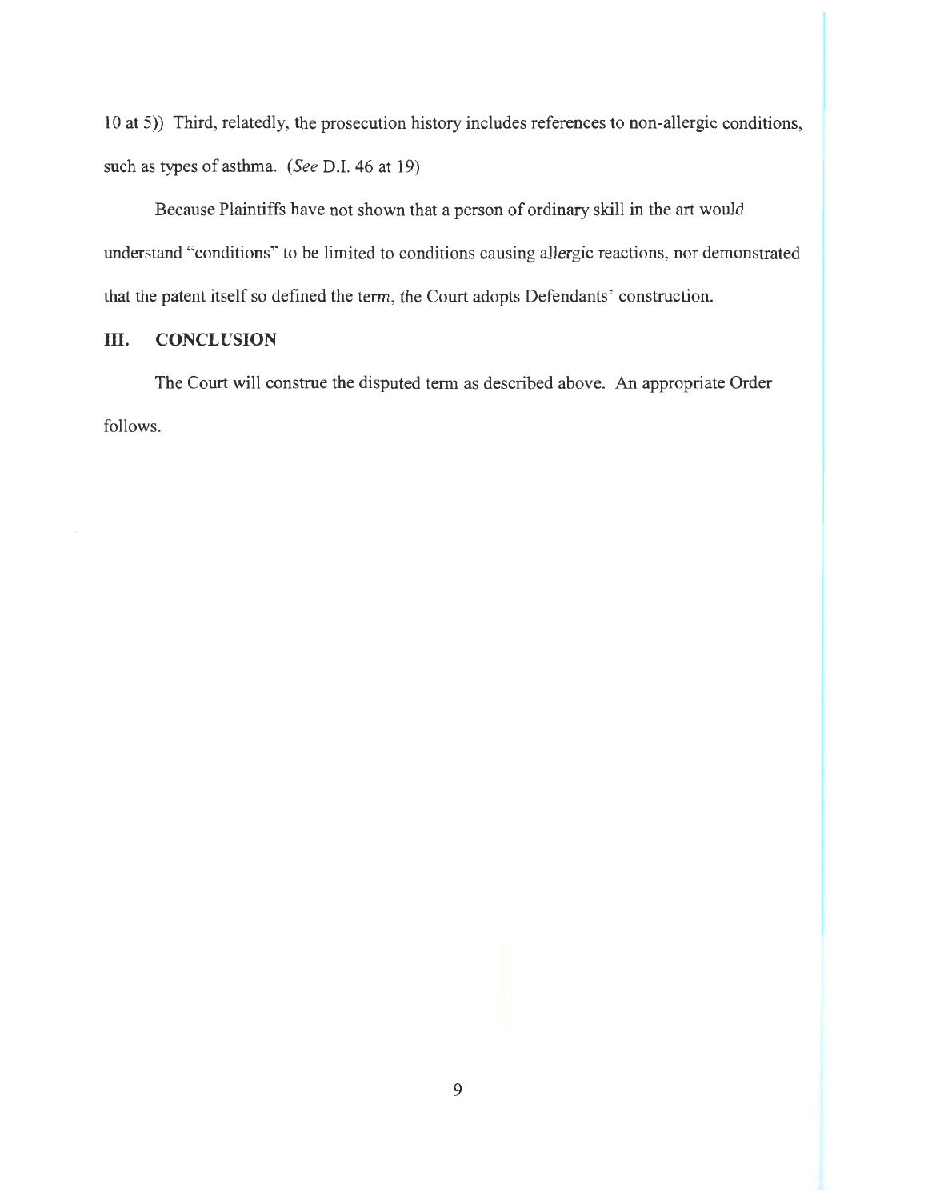10 at 5)) Third, relatedly, the prosecution history includes references to non-allergic conditions, such as types of asthma. (*See* D.I. 46 at 19)

Because Plaintiffs have not shown that a person of ordinary skill in the art would understand "conditions" to be limited to conditions causing allergic reactions, nor demonstrated that the patent itself so defined the term, the Court adopts Defendants' construction.

## III. CONCLUSION

The Court will construe the disputed term as described above. An appropriate Order follows.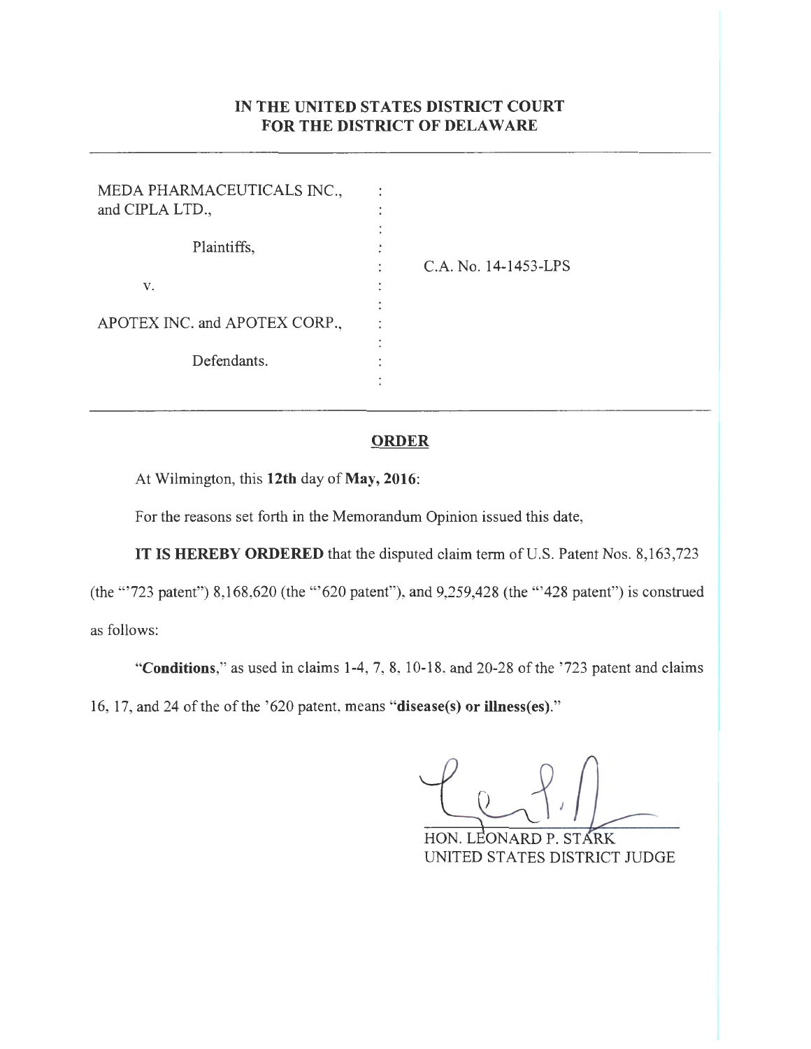**IN THE UNITED STATES DISTRICT COURT**
**FOR THE DISTRICT OF DELAWARE**

| | | |
|---|---|---|
| MEDA PHARMACEUTICALS INC., and CIPLA LTD., | : | |
| Plaintiffs, | : | C.A. No. 14-1453-LPS |
| v. | : | |
| APOTEX INC. and APOTEX CORP., | : | |
| Defendants. | : | |

## ORDER

At Wilmington, this **12th** day of **May, 2016**:

For the reasons set forth in the Memorandum Opinion issued this date,

**IT IS HEREBY ORDERED** that the disputed claim term of U.S. Patent Nos. 8,163,723 (the "'723 patent") 8,168,620 (the "'620 patent"), and 9,259,428 (the "'428 patent") is construed as follows:

"**Conditions**," as used in claims 1-4, 7, 8, 10-18, and 20-28 of the '723 patent and claims 16, 17, and 24 of the of the '620 patent, means "**disease(s) or illness(es)**."

HON. LEONARD P. STARK
UNITED STATES DISTRICT JUDGE